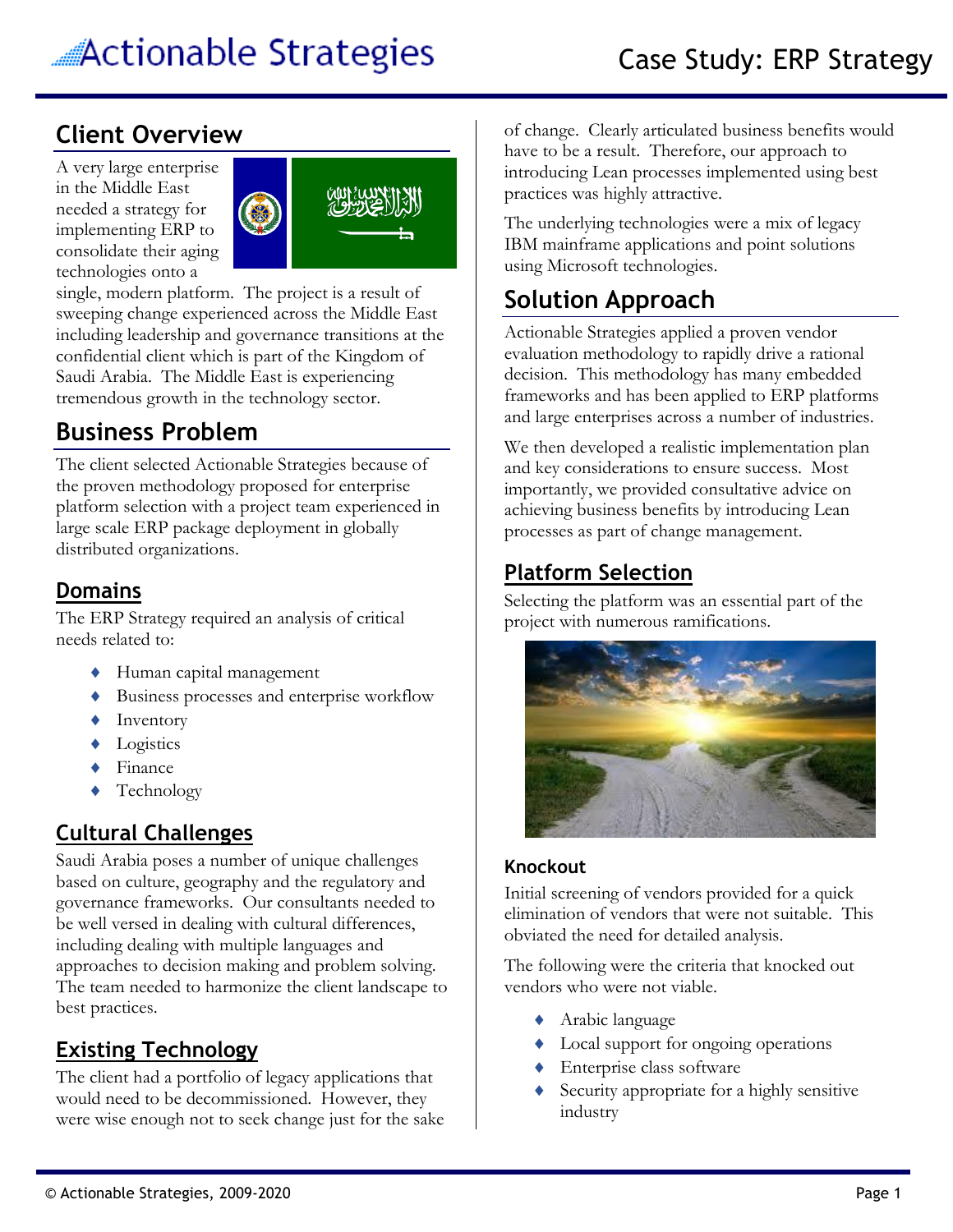# Case Study: ERP Strategy

## Client Overview

A very large enterprise in the Middle East needed a strategy for implementing ERP to consolidate their aging technologies onto a single, modern platform. The project is a result of sweeping change experienced across the Middle East including leadership and governance transitions at the confidential client which is part of the Kingdom of Saudi Arabia. The Middle East is experiencing tremendous growth in the technology sector.

## Business Problem

The client selected Actionable Strategies because of the proven methodology proposed for enterprise platform selection with a project team experienced in large scale ERP package deployment in globally distributed organizations.

### Domains

The ERP Strategy required an analysis of critical needs related to:

- Human capital management
- Business processes and enterprise workflow
- Inventory
- Logistics
- Finance
- Technology

### Cultural Challenges

Saudi Arabia poses a number of unique challenges based on culture, geography and the regulatory and governance frameworks. Our consultants needed to be well versed in dealing with cultural differences, including dealing with multiple languages and approaches to decision making and problem solving. The team needed to harmonize the client landscape to best practices.

### Existing Technology

The client had a portfolio of legacy applications that would need to be decommissioned. However, they were wise enough not to seek change just for the sake of change. Clearly articulated business benefits would have to be a result. Therefore, our approach to introducing Lean processes implemented using best practices was highly attractive.

The underlying technologies were a mix of legacy IBM mainframe applications and point solutions using Microsoft technologies.

## Solution Approach

Actionable Strategies applied a proven vendor evaluation methodology to rapidly drive a rational decision. This methodology has many embedded frameworks and has been applied to ERP platforms and large enterprises across a number of industries.

We then developed a realistic implementation plan and key considerations to ensure success. Most importantly, we provided consultative advice on achieving business benefits by introducing Lean processes as part of change management.

### Platform Selection

Selecting the platform was an essential part of the project with numerous ramifications.

#### Knockout

Initial screening of vendors provided for a quick elimination of vendors that were not suitable. This obviated the need for detailed analysis.

The following were the criteria that knocked out vendors who were not viable.

- Arabic language
- Local support for ongoing operations
- Enterprise class software
- Security appropriate for a highly sensitive industry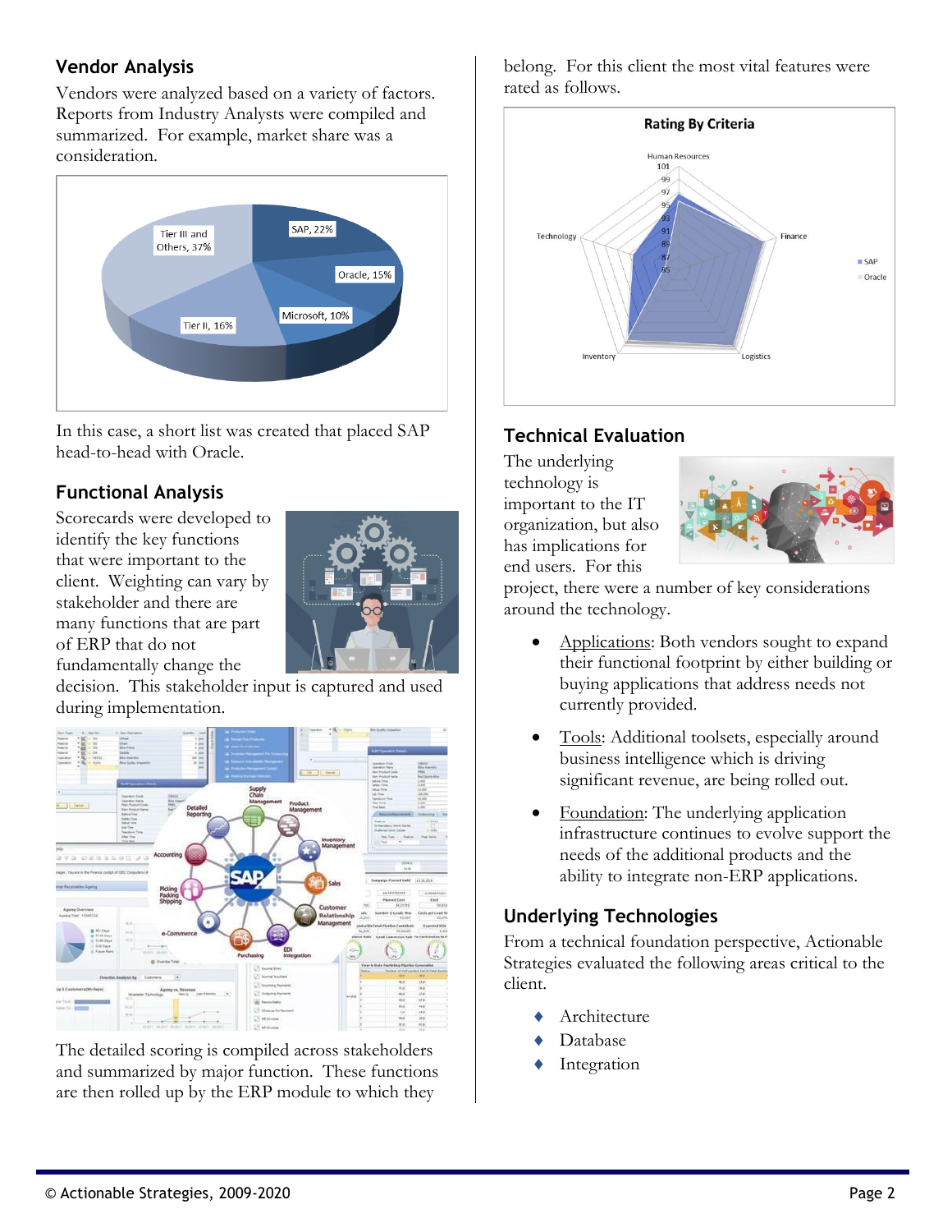## Vendor Analysis

Vendors were analyzed based on a variety of factors. Reports from Industry Analysts were compiled and summarized. For example, market share was a consideration.

In this case, a short list was created that placed SAP head-to-head with Oracle.

## Functional Analysis

Scorecards were developed to identify the key functions that were important to the client. Weighting can vary by stakeholder and there are many functions that are part of ERP that do not fundamentally change the decision. This stakeholder input is captured and used during implementation.

The detailed scoring is compiled across stakeholders and summarized by major function. These functions are then rolled up by the ERP module to which they belong. For this client the most vital features were rated as follows.

## Technical Evaluation

The underlying technology is important to the IT organization, but also has implications for end users. For this project, there were a number of key considerations around the technology.

- Applications: Both vendors sought to expand their functional footprint by either building or buying applications that address needs not currently provided.
- Tools: Additional toolsets, especially around business intelligence which is driving significant revenue, are being rolled out.
- Foundation: The underlying application infrastructure continues to evolve support the needs of the additional products and the ability to integrate non-ERP applications.

## Underlying Technologies

From a technical foundation perspective, Actionable Strategies evaluated the following areas critical to the client.

- Architecture
- Database
- Integration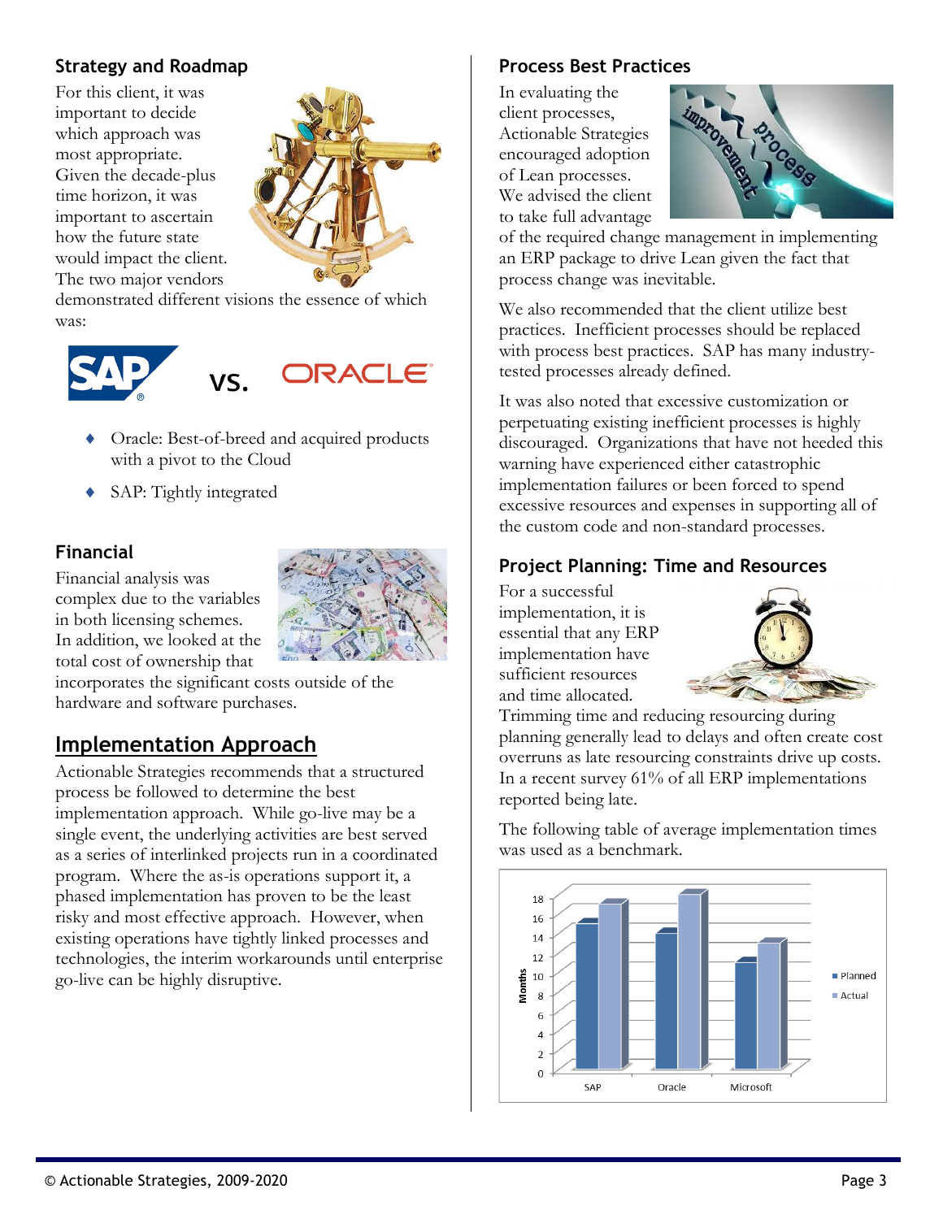## Strategy and Roadmap

For this client, it was important to decide which approach was most appropriate. Given the decade-plus time horizon, it was important to ascertain how the future state would impact the client. The two major vendors demonstrated different visions the essence of which was:

SAP vs. ORACLE

- Oracle: Best-of-breed and acquired products with a pivot to the Cloud
- SAP: Tightly integrated

## Financial

Financial analysis was complex due to the variables in both licensing schemes. In addition, we looked at the total cost of ownership that incorporates the significant costs outside of the hardware and software purchases.

## Implementation Approach

Actionable Strategies recommends that a structured process be followed to determine the best implementation approach. While go-live may be a single event, the underlying activities are best served as a series of interlinked projects run in a coordinated program. Where the as-is operations support it, a phased implementation has proven to be the least risky and most effective approach. However, when existing operations have tightly linked processes and technologies, the interim workarounds until enterprise go-live can be highly disruptive.

## Process Best Practices

In evaluating the client processes, Actionable Strategies encouraged adoption of Lean processes. We advised the client to take full advantage of the required change management in implementing an ERP package to drive Lean given the fact that process change was inevitable.

We also recommended that the client utilize best practices. Inefficient processes should be replaced with process best practices. SAP has many industry-tested processes already defined.

It was also noted that excessive customization or perpetuating existing inefficient processes is highly discouraged. Organizations that have not heeded this warning have experienced either catastrophic implementation failures or been forced to spend excessive resources and expenses in supporting all of the custom code and non-standard processes.

## Project Planning: Time and Resources

For a successful implementation, it is essential that any ERP implementation have sufficient resources and time allocated. Trimming time and reducing resourcing during planning generally lead to delays and often create cost overruns as late resourcing constraints drive up costs. In a recent survey 61% of all ERP implementations reported being late.

The following table of average implementation times was used as a benchmark.

| Months | Planned | Actual |
|---|---|---|
| SAP | 15 | 17 |
| Oracle | 14 | 18 |
| Microsoft | 11 | 13 |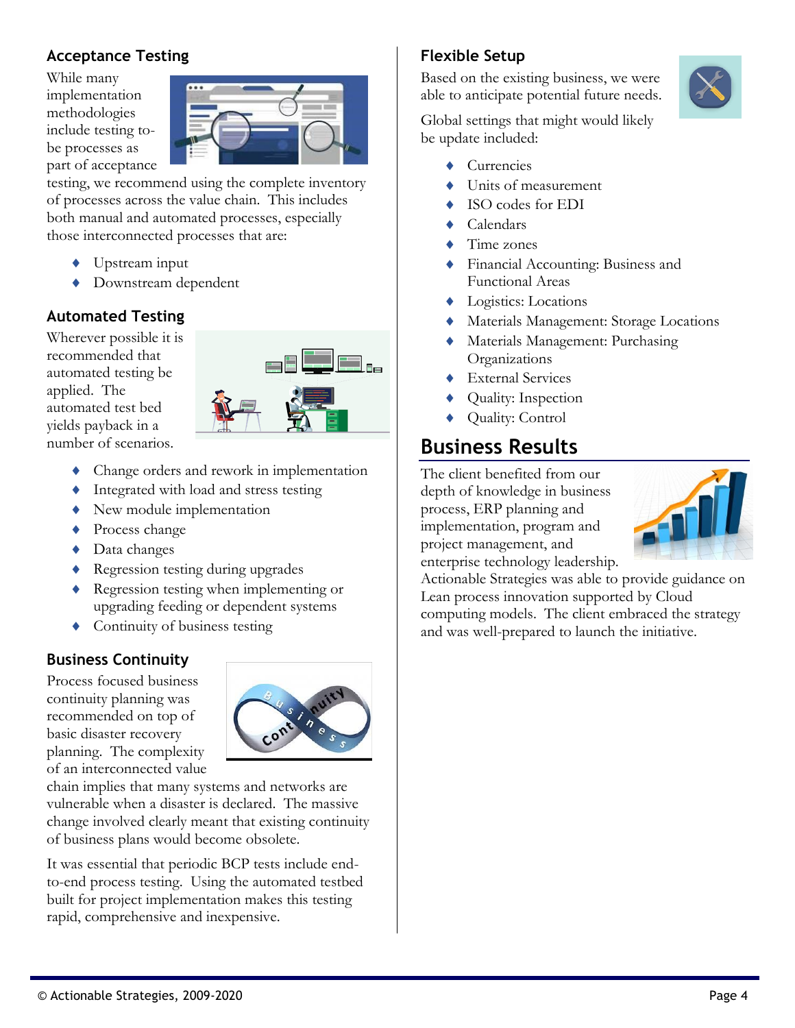### Acceptance Testing

While many implementation methodologies include testing to-be processes as part of acceptance testing, we recommend using the complete inventory of processes across the value chain. This includes both manual and automated processes, especially those interconnected processes that are:

- Upstream input
- Downstream dependent

### Automated Testing

Wherever possible it is recommended that automated testing be applied. The automated test bed yields payback in a number of scenarios.

- Change orders and rework in implementation
- Integrated with load and stress testing
- New module implementation
- Process change
- Data changes
- Regression testing during upgrades
- Regression testing when implementing or upgrading feeding or dependent systems
- Continuity of business testing

### Business Continuity

Process focused business continuity planning was recommended on top of basic disaster recovery planning. The complexity of an interconnected value chain implies that many systems and networks are vulnerable when a disaster is declared. The massive change involved clearly meant that existing continuity of business plans would become obsolete.

It was essential that periodic BCP tests include end-to-end process testing. Using the automated testbed built for project implementation makes this testing rapid, comprehensive and inexpensive.

### Flexible Setup

Based on the existing business, we were able to anticipate potential future needs.

Global settings that might would likely be update included:

- Currencies
- Units of measurement
- ISO codes for EDI
- Calendars
- Time zones
- Financial Accounting: Business and Functional Areas
- Logistics: Locations
- Materials Management: Storage Locations
- Materials Management: Purchasing Organizations
- External Services
- Quality: Inspection
- Quality: Control

## Business Results

The client benefited from our depth of knowledge in business process, ERP planning and implementation, program and project management, and enterprise technology leadership. Actionable Strategies was able to provide guidance on Lean process innovation supported by Cloud computing models. The client embraced the strategy and was well-prepared to launch the initiative.

© Actionable Strategies, 2009-2020